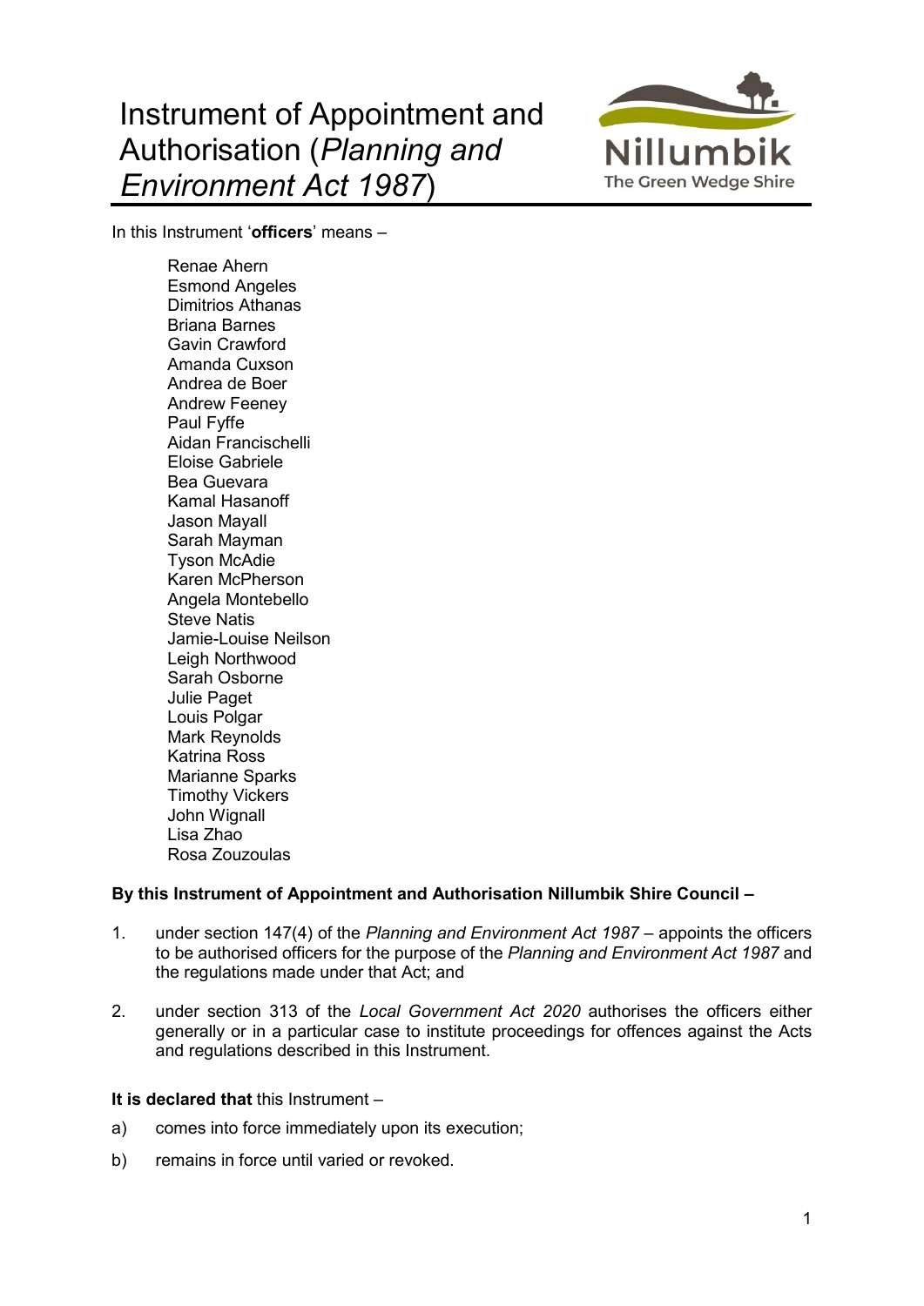# Instrument of Appointment and Authorisation (*Planning and Environment Act 1987*)

Nillumbik
The Green Wedge Shire

In this Instrument '**officers**' means –

Renae Ahern
Esmond Angeles
Dimitrios Athanas
Briana Barnes
Gavin Crawford
Amanda Cuxson
Andrea de Boer
Andrew Feeney
Paul Fyffe
Aidan Francischelli
Eloise Gabriele
Bea Guevara
Kamal Hasanoff
Jason Mayall
Sarah Mayman
Tyson McAdie
Karen McPherson
Angela Montebello
Steve Natis
Jamie-Louise Neilson
Leigh Northwood
Sarah Osborne
Julie Paget
Louis Polgar
Mark Reynolds
Katrina Ross
Marianne Sparks
Timothy Vickers
John Wignall
Lisa Zhao
Rosa Zouzoulas

**By this Instrument of Appointment and Authorisation Nillumbik Shire Council –**

1. under section 147(4) of the *Planning and Environment Act 1987* – appoints the officers to be authorised officers for the purpose of the *Planning and Environment Act 1987* and the regulations made under that Act; and

2. under section 313 of the *Local Government Act 2020* authorises the officers either generally or in a particular case to institute proceedings for offences against the Acts and regulations described in this Instrument.

**It is declared that** this Instrument –

a) comes into force immediately upon its execution;

b) remains in force until varied or revoked.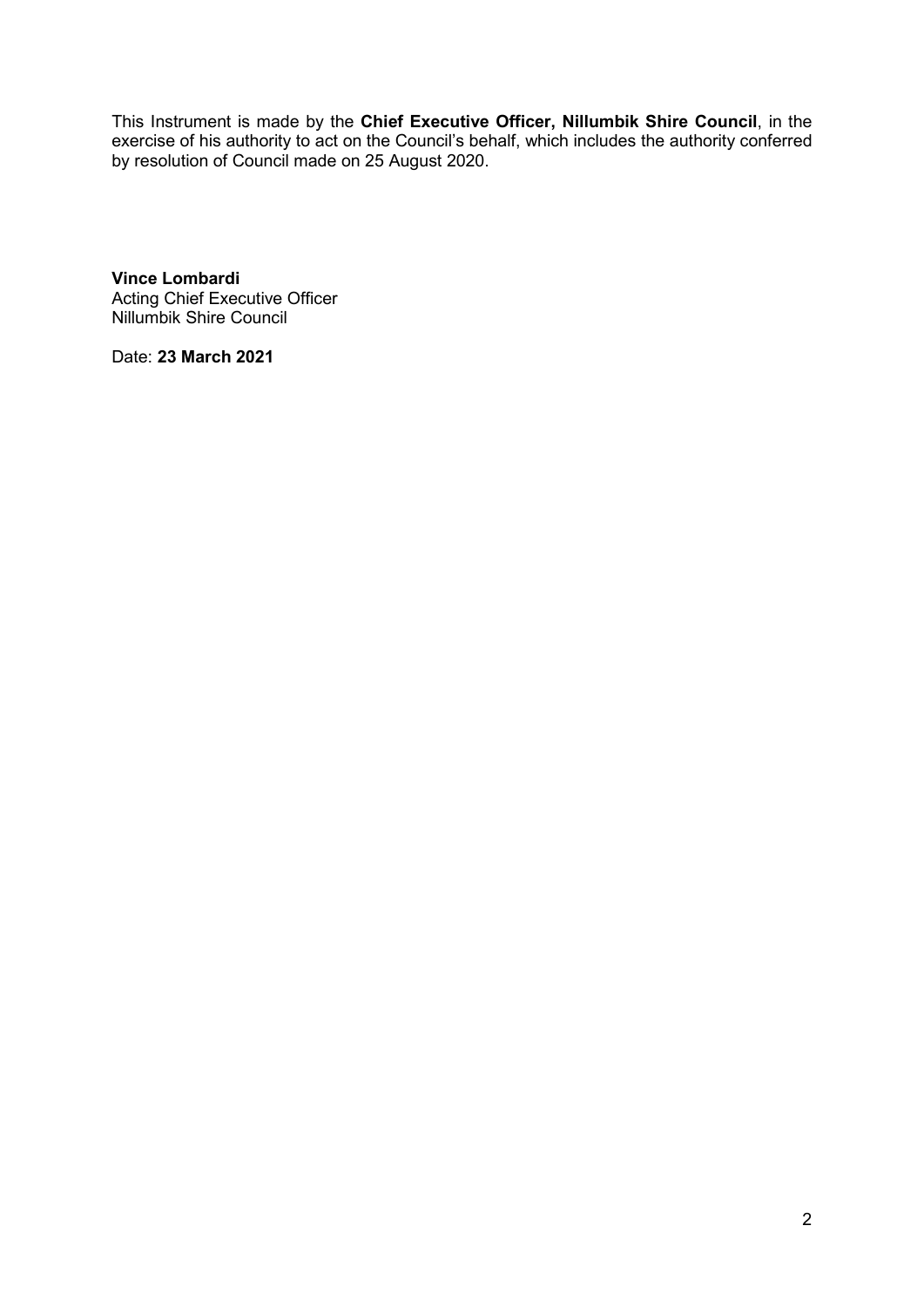This Instrument is made by the **Chief Executive Officer, Nillumbik Shire Council**, in the exercise of his authority to act on the Council's behalf, which includes the authority conferred by resolution of Council made on 25 August 2020.

**Vince Lombardi**
Acting Chief Executive Officer
Nillumbik Shire Council

Date: **23 March 2021**